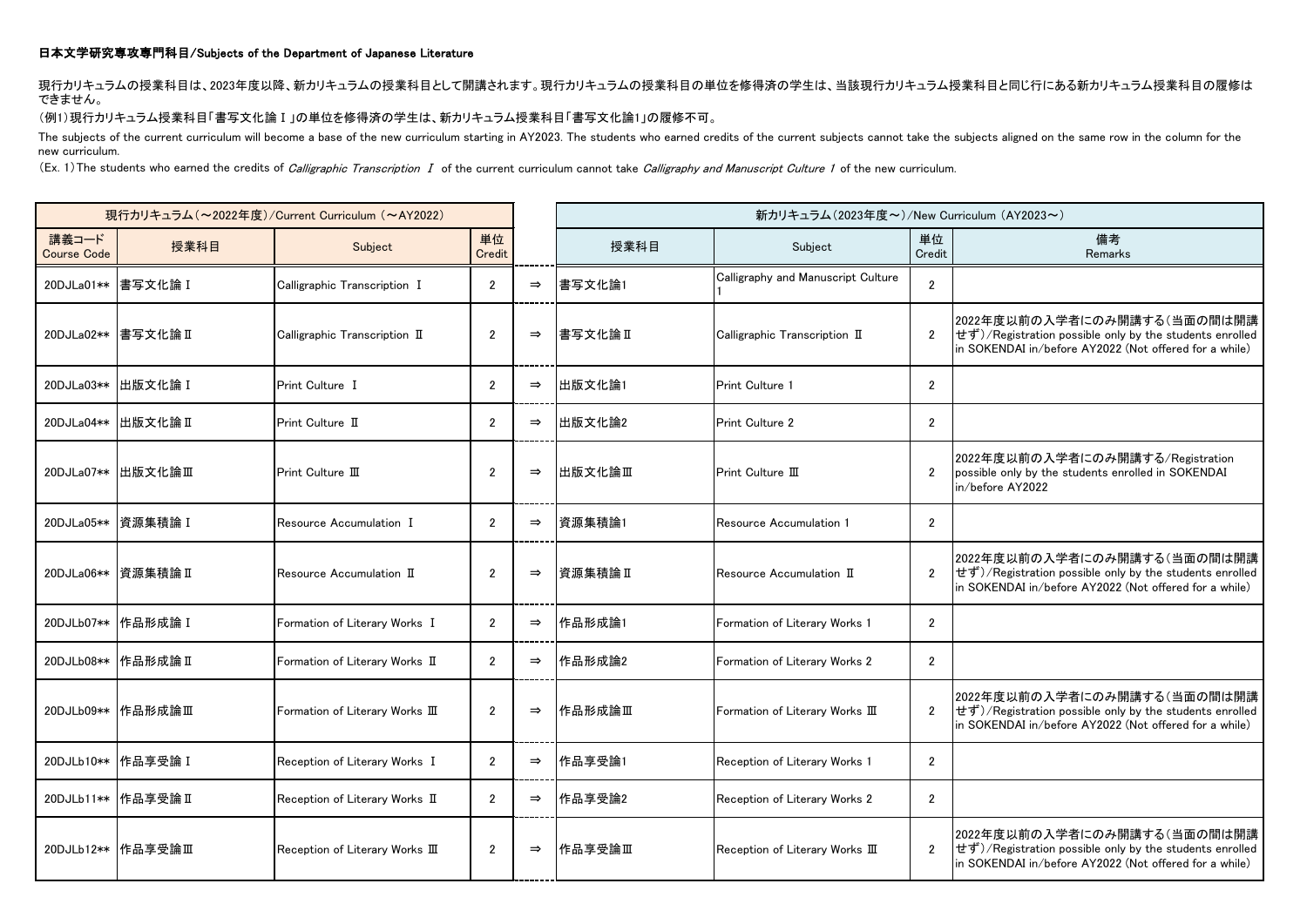**日本文学研究専攻専門科目/Subjects of the Department of Japanese Literature**

現行カリキュラムの授業科目は、2023年度以降、新カリキュラムの授業科目として開講されます。現行カリキュラムの授業科目の単位を修得済の学生は、当該現行カリキュラム授業科目と同じ行にある新カリキュラム授業科目の履修はできません。

（例1）現行カリキュラム授業科目「書写文化論Ⅰ」の単位を修得済の学生は、新カリキュラム授業科目「書写文化論1」の履修不可。

The subjects of the current curriculum will become a base of the new curriculum starting in AY2023. The students who earned credits of the current subjects cannot take the subjects aligned on the same row in the column for the new curriculum.

（Ex. 1）The students who earned the credits of *Calligraphic Transcription Ⅰ* of the current curriculum cannot take *Calligraphy and Manuscript Culture 1* of the new curriculum.

| 現行カリキュラム（～2022年度）/Current Curriculum （～AY2022） | | | | | 新カリキュラム（2023年度～）/New Curriculum （AY2023～） | | | |
|---|---|---|---|---|---|---|---|---|
| 講義コード Course Code | 授業科目 | Subject | 単位 Credit | | 授業科目 | Subject | 単位 Credit | 備考 Remarks |
| 20DJLa01** | 書写文化論Ⅰ | Calligraphic Transcription Ⅰ | 2 | ⇒ | 書写文化論1 | Calligraphy and Manuscript Culture 1 | 2 | |
| 20DJLa02** | 書写文化論Ⅱ | Calligraphic Transcription Ⅱ | 2 | ⇒ | 書写文化論Ⅱ | Calligraphic Transcription Ⅱ | 2 | 2022年度以前の入学者にのみ開講する（当面の間は開講せず）/Registration possible only by the students enrolled in SOKENDAI in/before AY2022 (Not offered for a while) |
| 20DJLa03** | 出版文化論Ⅰ | Print Culture Ⅰ | 2 | ⇒ | 出版文化論1 | Print Culture 1 | 2 | |
| 20DJLa04** | 出版文化論Ⅱ | Print Culture Ⅱ | 2 | ⇒ | 出版文化論2 | Print Culture 2 | 2 | |
| 20DJLa07** | 出版文化論Ⅲ | Print Culture Ⅲ | 2 | ⇒ | 出版文化論Ⅲ | Print Culture Ⅲ | 2 | 2022年度以前の入学者にのみ開講する/Registration possible only by the students enrolled in SOKENDAI in/before AY2022 |
| 20DJLa05** | 資源集積論Ⅰ | Resource Accumulation Ⅰ | 2 | ⇒ | 資源集積論1 | Resource Accumulation 1 | 2 | |
| 20DJLa06** | 資源集積論Ⅱ | Resource Accumulation Ⅱ | 2 | ⇒ | 資源集積論Ⅱ | Resource Accumulation Ⅱ | 2 | 2022年度以前の入学者にのみ開講する（当面の間は開講せず）/Registration possible only by the students enrolled in SOKENDAI in/before AY2022 (Not offered for a while) |
| 20DJLb07** | 作品形成論Ⅰ | Formation of Literary Works Ⅰ | 2 | ⇒ | 作品形成論1 | Formation of Literary Works 1 | 2 | |
| 20DJLb08** | 作品形成論Ⅱ | Formation of Literary Works Ⅱ | 2 | ⇒ | 作品形成論2 | Formation of Literary Works 2 | 2 | |
| 20DJLb09** | 作品形成論Ⅲ | Formation of Literary Works Ⅲ | 2 | ⇒ | 作品形成論Ⅲ | Formation of Literary Works Ⅲ | 2 | 2022年度以前の入学者にのみ開講する（当面の間は開講せず）/Registration possible only by the students enrolled in SOKENDAI in/before AY2022 (Not offered for a while) |
| 20DJLb10** | 作品享受論Ⅰ | Reception of Literary Works Ⅰ | 2 | ⇒ | 作品享受論1 | Reception of Literary Works 1 | 2 | |
| 20DJLb11** | 作品享受論Ⅱ | Reception of Literary Works Ⅱ | 2 | ⇒ | 作品享受論2 | Reception of Literary Works 2 | 2 | |
| 20DJLb12** | 作品享受論Ⅲ | Reception of Literary Works Ⅲ | 2 | ⇒ | 作品享受論Ⅲ | Reception of Literary Works Ⅲ | 2 | 2022年度以前の入学者にのみ開講する（当面の間は開講せず）/Registration possible only by the students enrolled in SOKENDAI in/before AY2022 (Not offered for a while) |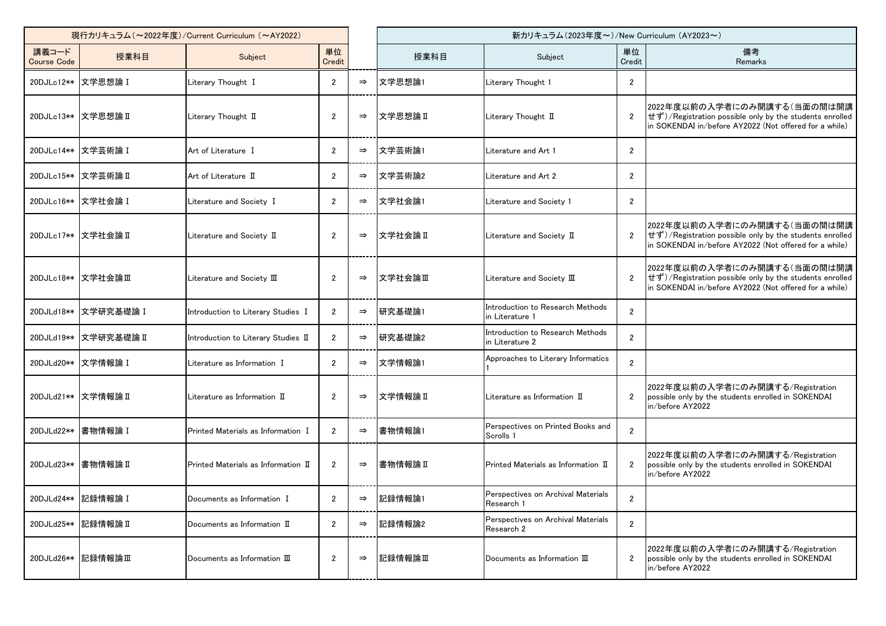| 現行カリキュラム（～2022年度）/Current Curriculum（～AY2022） | | | | | 新カリキュラム（2023年度～）/New Curriculum（AY2023～） | | | |
|---|---|---|---|---|---|---|---|---|
| 講義コード Course Code | 授業科目 | Subject | 単位 Credit | | 授業科目 | Subject | 単位 Credit | 備考 Remarks |
| 20DJLc12** | 文学思想論Ⅰ | Literary Thought Ⅰ | 2 | ⇒ | 文学思想論1 | Literary Thought 1 | 2 | |
| 20DJLc13** | 文学思想論Ⅱ | Literary Thought Ⅱ | 2 | ⇒ | 文学思想論Ⅱ | Literary Thought Ⅱ | 2 | 2022年度以前の入学者にのみ開講する（当面の間は開講せず）/Registration possible only by the students enrolled in SOKENDAI in/before AY2022 (Not offered for a while) |
| 20DJLc14** | 文学芸術論Ⅰ | Art of Literature Ⅰ | 2 | ⇒ | 文学芸術論1 | Literature and Art 1 | 2 | |
| 20DJLc15** | 文学芸術論Ⅱ | Art of Literature Ⅱ | 2 | ⇒ | 文学芸術論2 | Literature and Art 2 | 2 | |
| 20DJLc16** | 文学社会論Ⅰ | Literature and Society Ⅰ | 2 | ⇒ | 文学社会論1 | Literature and Society 1 | 2 | |
| 20DJLc17** | 文学社会論Ⅱ | Literature and Society Ⅱ | 2 | ⇒ | 文学社会論Ⅱ | Literature and Society Ⅱ | 2 | 2022年度以前の入学者にのみ開講する（当面の間は開講せず）/Registration possible only by the students enrolled in SOKENDAI in/before AY2022 (Not offered for a while) |
| 20DJLc18** | 文学社会論Ⅲ | Literature and Society Ⅲ | 2 | ⇒ | 文学社会論Ⅲ | Literature and Society Ⅲ | 2 | 2022年度以前の入学者にのみ開講する（当面の間は開講せず）/Registration possible only by the students enrolled in SOKENDAI in/before AY2022 (Not offered for a while) |
| 20DJLd18** | 文学研究基礎論Ⅰ | Introduction to Literary Studies Ⅰ | 2 | ⇒ | 研究基礎論1 | Introduction to Research Methods in Literature 1 | 2 | |
| 20DJLd19** | 文学研究基礎論Ⅱ | Introduction to Literary Studies Ⅱ | 2 | ⇒ | 研究基礎論2 | Introduction to Research Methods in Literature 2 | 2 | |
| 20DJLd20** | 文学情報論Ⅰ | Literature as Information Ⅰ | 2 | ⇒ | 文学情報論1 | Approaches to Literary Informatics 1 | 2 | |
| 20DJLd21** | 文学情報論Ⅱ | Literature as Information Ⅱ | 2 | ⇒ | 文学情報論Ⅱ | Literature as Information Ⅱ | 2 | 2022年度以前の入学者にのみ開講する/Registration possible only by the students enrolled in SOKENDAI in/before AY2022 |
| 20DJLd22** | 書物情報論Ⅰ | Printed Materials as Information Ⅰ | 2 | ⇒ | 書物情報論1 | Perspectives on Printed Books and Scrolls 1 | 2 | |
| 20DJLd23** | 書物情報論Ⅱ | Printed Materials as Information Ⅱ | 2 | ⇒ | 書物情報論Ⅱ | Printed Materials as Information Ⅱ | 2 | 2022年度以前の入学者にのみ開講する/Registration possible only by the students enrolled in SOKENDAI in/before AY2022 |
| 20DJLd24** | 記録情報論Ⅰ | Documents as Information Ⅰ | 2 | ⇒ | 記録情報論1 | Perspectives on Archival Materials Research 1 | 2 | |
| 20DJLd25** | 記録情報論Ⅱ | Documents as Information Ⅱ | 2 | ⇒ | 記録情報論2 | Perspectives on Archival Materials Research 2 | 2 | |
| 20DJLd26** | 記録情報論Ⅲ | Documents as Information Ⅲ | 2 | ⇒ | 記録情報論Ⅲ | Documents as Information Ⅲ | 2 | 2022年度以前の入学者にのみ開講する/Registration possible only by the students enrolled in SOKENDAI in/before AY2022 |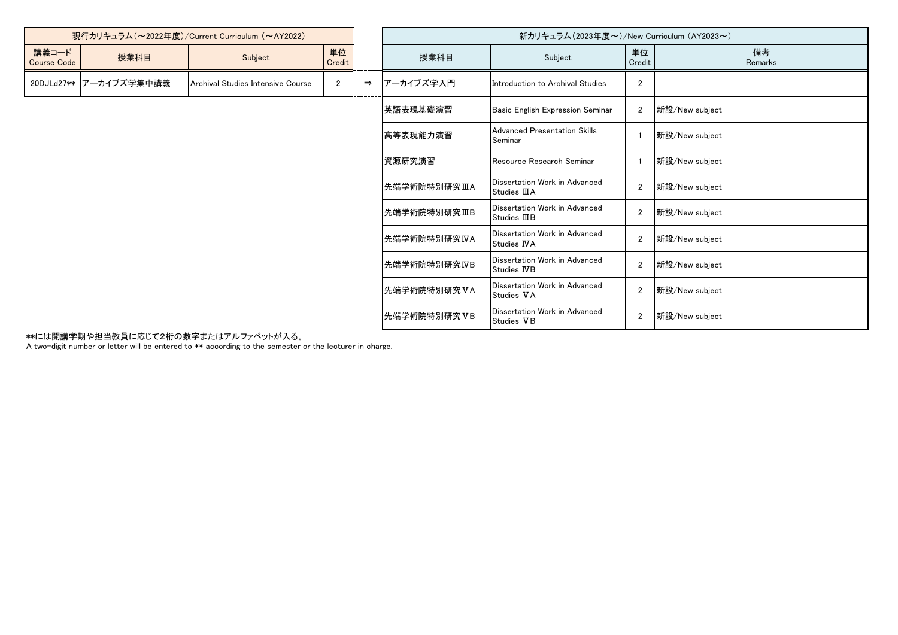| 現行カリキュラム（～2022年度）/Current Curriculum（～AY2022） | | | | | 新カリキュラム（2023年度～）/New Curriculum（AY2023～） | | | |
|---|---|---|---|---|---|---|---|---|
| 講義コード Course Code | 授業科目 | Subject | 単位 Credit | | 授業科目 | Subject | 単位 Credit | 備考 Remarks |
| 20DJLd27** | アーカイブズ学集中講義 | Archival Studies Intensive Course | 2 | ⇒ | アーカイブズ学入門 | Introduction to Archival Studies | 2 | |
| | | | | | 英語表現基礎演習 | Basic English Expression Seminar | 2 | 新設/New subject |
| | | | | | 高等表現能力演習 | Advanced Presentation Skills Seminar | 1 | 新設/New subject |
| | | | | | 資源研究演習 | Resource Research Seminar | 1 | 新設/New subject |
| | | | | | 先端学術院特別研究ⅢA | Dissertation Work in Advanced Studies ⅢA | 2 | 新設/New subject |
| | | | | | 先端学術院特別研究ⅢB | Dissertation Work in Advanced Studies ⅢB | 2 | 新設/New subject |
| | | | | | 先端学術院特別研究ⅣA | Dissertation Work in Advanced Studies ⅣA | 2 | 新設/New subject |
| | | | | | 先端学術院特別研究ⅣB | Dissertation Work in Advanced Studies ⅣB | 2 | 新設/New subject |
| | | | | | 先端学術院特別研究ⅤA | Dissertation Work in Advanced Studies ⅤA | 2 | 新設/New subject |
| | | | | | 先端学術院特別研究ⅤB | Dissertation Work in Advanced Studies ⅤB | 2 | 新設/New subject |

**には開講学期や担当教員に応じて2桁の数字またはアルファベットが入る。
A two-digit number or letter will be entered to ** according to the semester or the lecturer in charge.